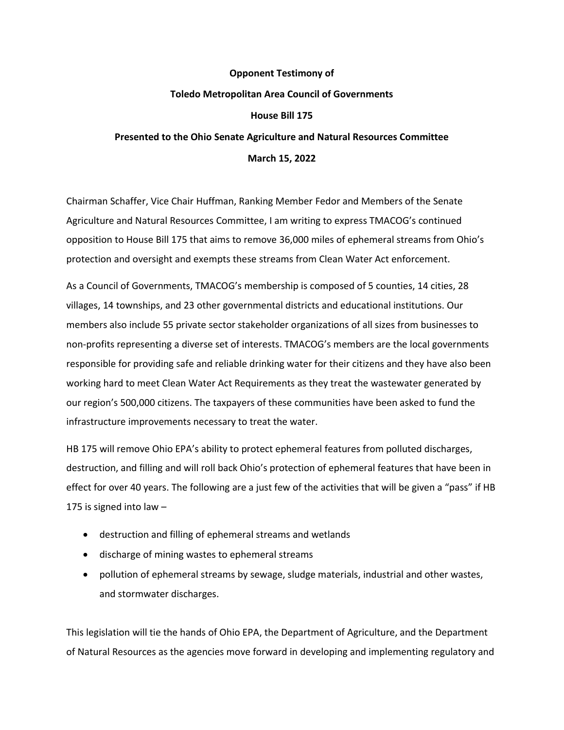**Opponent Testimony of**

**Toledo Metropolitan Area Council of Governments**

**House Bill 175**

**Presented to the Ohio Senate Agriculture and Natural Resources Committee**

**March 15, 2022**

Chairman Schaffer, Vice Chair Huffman, Ranking Member Fedor and Members of the Senate Agriculture and Natural Resources Committee, I am writing to express TMACOG's continued opposition to House Bill 175 that aims to remove 36,000 miles of ephemeral streams from Ohio's protection and oversight and exempts these streams from Clean Water Act enforcement.

As a Council of Governments, TMACOG's membership is composed of 5 counties, 14 cities, 28 villages, 14 townships, and 23 other governmental districts and educational institutions. Our members also include 55 private sector stakeholder organizations of all sizes from businesses to non-profits representing a diverse set of interests. TMACOG's members are the local governments responsible for providing safe and reliable drinking water for their citizens and they have also been working hard to meet Clean Water Act Requirements as they treat the wastewater generated by our region's 500,000 citizens. The taxpayers of these communities have been asked to fund the infrastructure improvements necessary to treat the water.

HB 175 will remove Ohio EPA's ability to protect ephemeral features from polluted discharges, destruction, and filling and will roll back Ohio's protection of ephemeral features that have been in effect for over 40 years. The following are a just few of the activities that will be given a "pass" if HB 175 is signed into law –

- destruction and filling of ephemeral streams and wetlands
- discharge of mining wastes to ephemeral streams
- pollution of ephemeral streams by sewage, sludge materials, industrial and other wastes, and stormwater discharges.

This legislation will tie the hands of Ohio EPA, the Department of Agriculture, and the Department of Natural Resources as the agencies move forward in developing and implementing regulatory and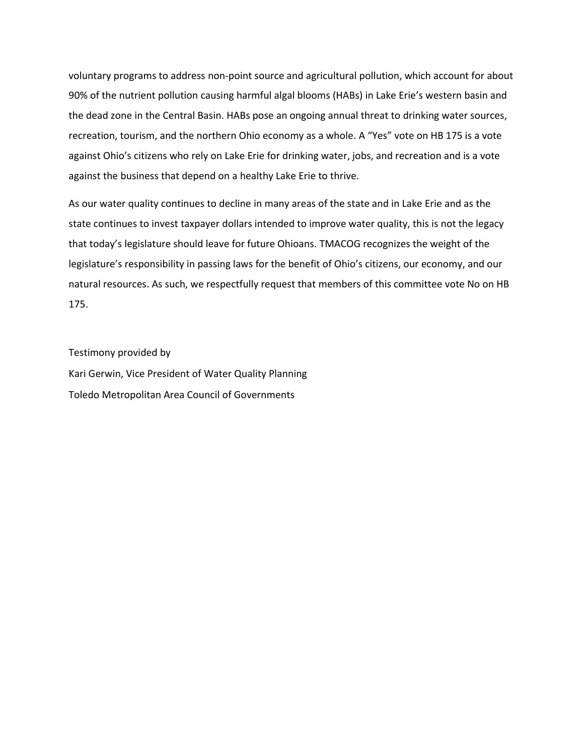voluntary programs to address non-point source and agricultural pollution, which account for about 90% of the nutrient pollution causing harmful algal blooms (HABs) in Lake Erie's western basin and the dead zone in the Central Basin. HABs pose an ongoing annual threat to drinking water sources, recreation, tourism, and the northern Ohio economy as a whole. A "Yes" vote on HB 175 is a vote against Ohio's citizens who rely on Lake Erie for drinking water, jobs, and recreation and is a vote against the business that depend on a healthy Lake Erie to thrive.

As our water quality continues to decline in many areas of the state and in Lake Erie and as the state continues to invest taxpayer dollars intended to improve water quality, this is not the legacy that today's legislature should leave for future Ohioans. TMACOG recognizes the weight of the legislature's responsibility in passing laws for the benefit of Ohio's citizens, our economy, and our natural resources. As such, we respectfully request that members of this committee vote No on HB 175.

Testimony provided by  
Kari Gerwin, Vice President of Water Quality Planning  
Toledo Metropolitan Area Council of Governments